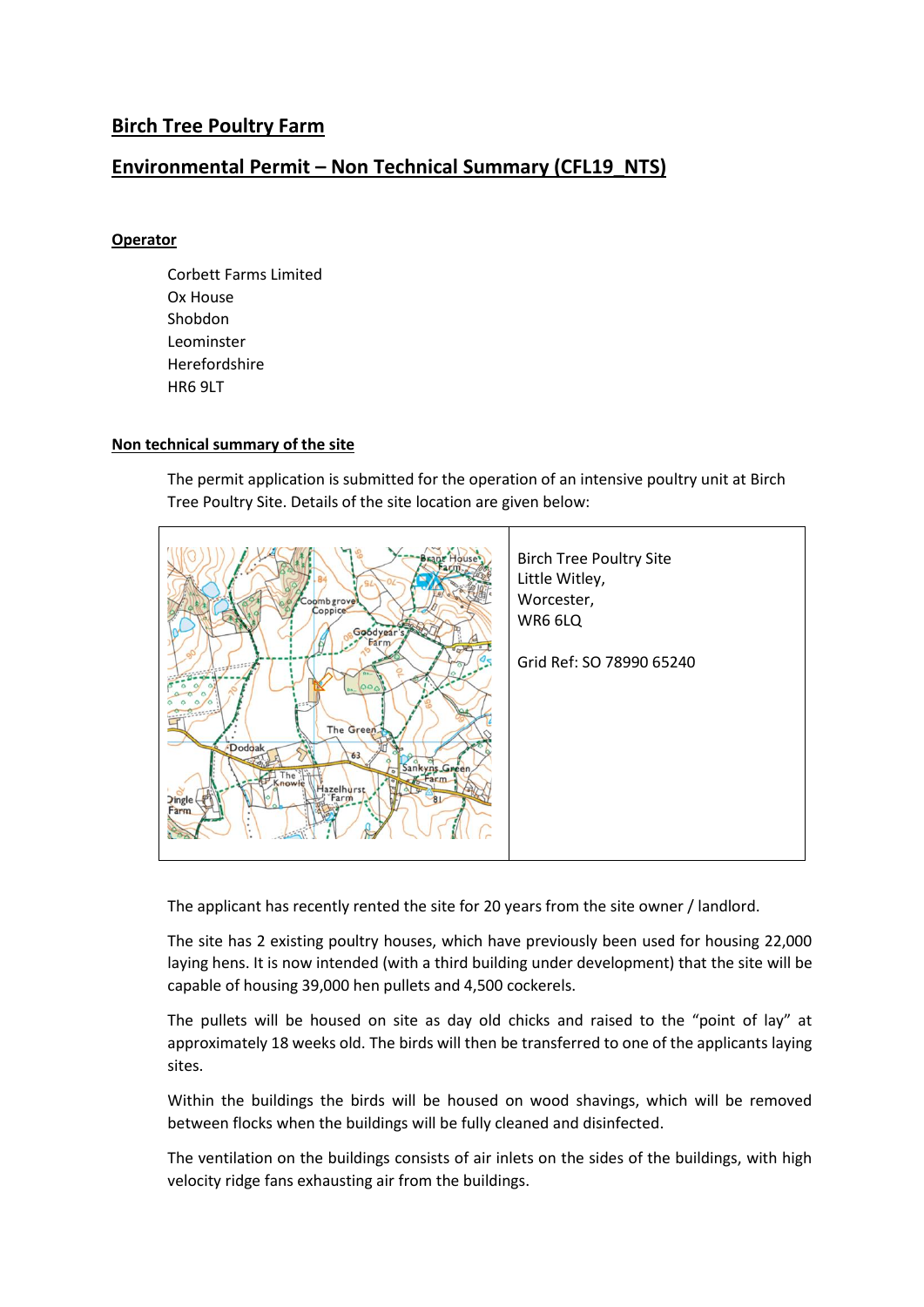# Birch Tree Poultry Farm

## Environmental Permit – Non Technical Summary (CFL19_NTS)

### Operator

Corbett Farms Limited
Ox House
Shobdon
Leominster
Herefordshire
HR6 9LT

### Non technical summary of the site

The permit application is submitted for the operation of an intensive poultry unit at Birch Tree Poultry Site. Details of the site location are given below:

| | |
|---|---|
| | Birch Tree Poultry Site<br>Little Witley,<br>Worcester,<br>WR6 6LQ<br><br>Grid Ref: SO 78990 65240 |

The applicant has recently rented the site for 20 years from the site owner / landlord.

The site has 2 existing poultry houses, which have previously been used for housing 22,000 laying hens. It is now intended (with a third building under development) that the site will be capable of housing 39,000 hen pullets and 4,500 cockerels.

The pullets will be housed on site as day old chicks and raised to the "point of lay" at approximately 18 weeks old. The birds will then be transferred to one of the applicants laying sites.

Within the buildings the birds will be housed on wood shavings, which will be removed between flocks when the buildings will be fully cleaned and disinfected.

The ventilation on the buildings consists of air inlets on the sides of the buildings, with high velocity ridge fans exhausting air from the buildings.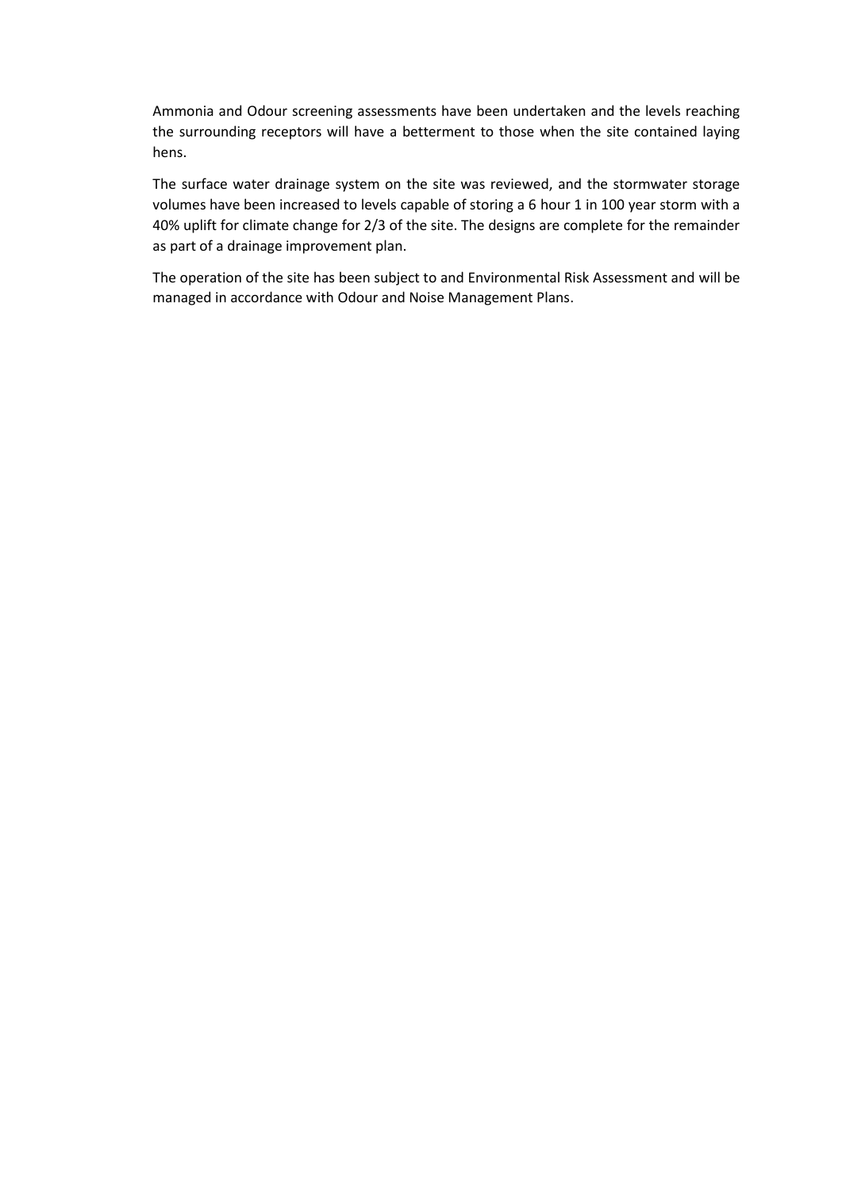Ammonia and Odour screening assessments have been undertaken and the levels reaching the surrounding receptors will have a betterment to those when the site contained laying hens.

The surface water drainage system on the site was reviewed, and the stormwater storage volumes have been increased to levels capable of storing a 6 hour 1 in 100 year storm with a 40% uplift for climate change for 2/3 of the site. The designs are complete for the remainder as part of a drainage improvement plan.

The operation of the site has been subject to and Environmental Risk Assessment and will be managed in accordance with Odour and Noise Management Plans.